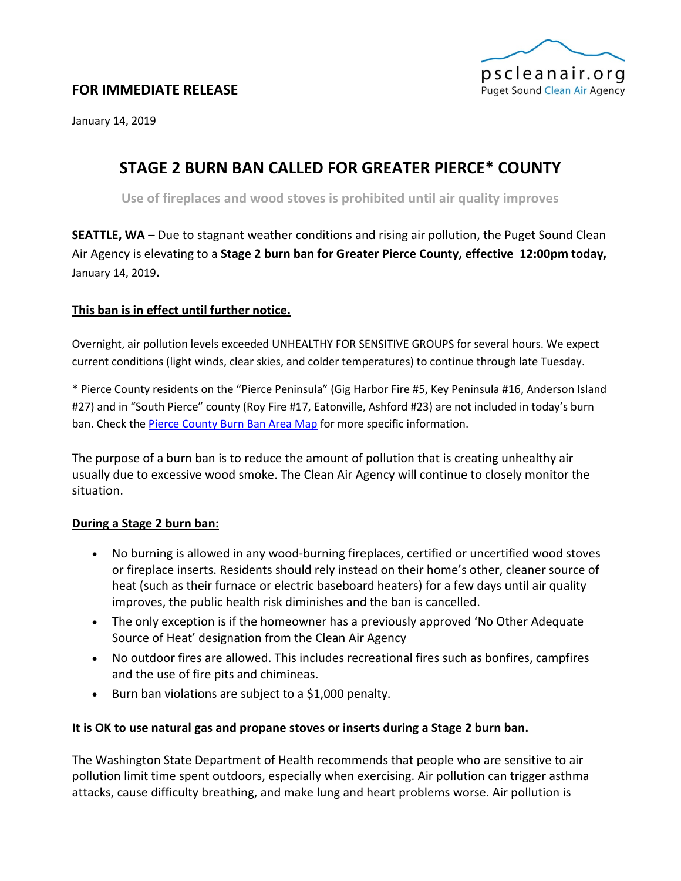pscleanair.org
Puget Sound Clean Air Agency

**FOR IMMEDIATE RELEASE**

January 14, 2019

# STAGE 2 BURN BAN CALLED FOR GREATER PIERCE* COUNTY

**Use of fireplaces and wood stoves is prohibited until air quality improves**

**SEATTLE, WA** – Due to stagnant weather conditions and rising air pollution, the Puget Sound Clean Air Agency is elevating to a **Stage 2 burn ban for Greater Pierce County, effective 12:00pm today,** January 14, 2019**.**

**This ban is in effect until further notice.**

Overnight, air pollution levels exceeded UNHEALTHY FOR SENSITIVE GROUPS for several hours. We expect current conditions (light winds, clear skies, and colder temperatures) to continue through late Tuesday.

* Pierce County residents on the "Pierce Peninsula" (Gig Harbor Fire #5, Key Peninsula #16, Anderson Island #27) and in "South Pierce" county (Roy Fire #17, Eatonville, Ashford #23) are not included in today's burn ban. Check the [Pierce County Burn Ban Area Map] for more specific information.

The purpose of a burn ban is to reduce the amount of pollution that is creating unhealthy air usually due to excessive wood smoke. The Clean Air Agency will continue to closely monitor the situation.

**During a Stage 2 burn ban:**

- No burning is allowed in any wood-burning fireplaces, certified or uncertified wood stoves or fireplace inserts. Residents should rely instead on their home's other, cleaner source of heat (such as their furnace or electric baseboard heaters) for a few days until air quality improves, the public health risk diminishes and the ban is cancelled.
- The only exception is if the homeowner has a previously approved 'No Other Adequate Source of Heat' designation from the Clean Air Agency
- No outdoor fires are allowed. This includes recreational fires such as bonfires, campfires and the use of fire pits and chimineas.
- Burn ban violations are subject to a $1,000 penalty.

**It is OK to use natural gas and propane stoves or inserts during a Stage 2 burn ban.**

The Washington State Department of Health recommends that people who are sensitive to air pollution limit time spent outdoors, especially when exercising. Air pollution can trigger asthma attacks, cause difficulty breathing, and make lung and heart problems worse. Air pollution is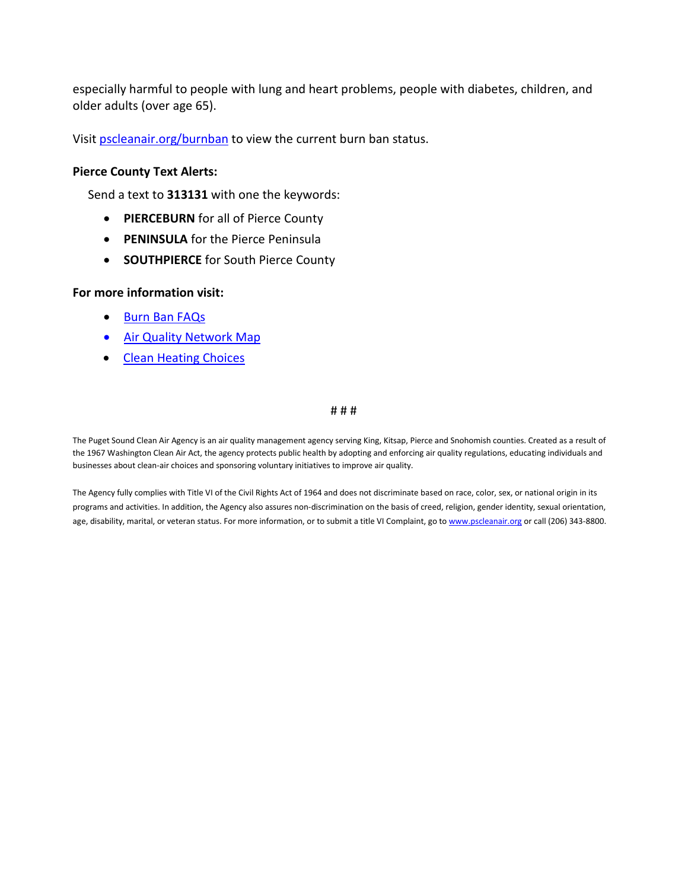especially harmful to people with lung and heart problems, people with diabetes, children, and older adults (over age 65).

Visit [pscleanair.org/burnban](pscleanair.org/burnban) to view the current burn ban status.

**Pierce County Text Alerts:**

Send a text to **313131** with one the keywords:

- **PIERCEBURN** for all of Pierce County
- **PENINSULA** for the Pierce Peninsula
- **SOUTHPIERCE** for South Pierce County

**For more information visit:**

- Burn Ban FAQs
- Air Quality Network Map
- Clean Heating Choices

# # #

The Puget Sound Clean Air Agency is an air quality management agency serving King, Kitsap, Pierce and Snohomish counties. Created as a result of the 1967 Washington Clean Air Act, the agency protects public health by adopting and enforcing air quality regulations, educating individuals and businesses about clean-air choices and sponsoring voluntary initiatives to improve air quality.

The Agency fully complies with Title VI of the Civil Rights Act of 1964 and does not discriminate based on race, color, sex, or national origin in its programs and activities. In addition, the Agency also assures non-discrimination on the basis of creed, religion, gender identity, sexual orientation, age, disability, marital, or veteran status. For more information, or to submit a title VI Complaint, go to [www.pscleanair.org](www.pscleanair.org) or call (206) 343-8800.